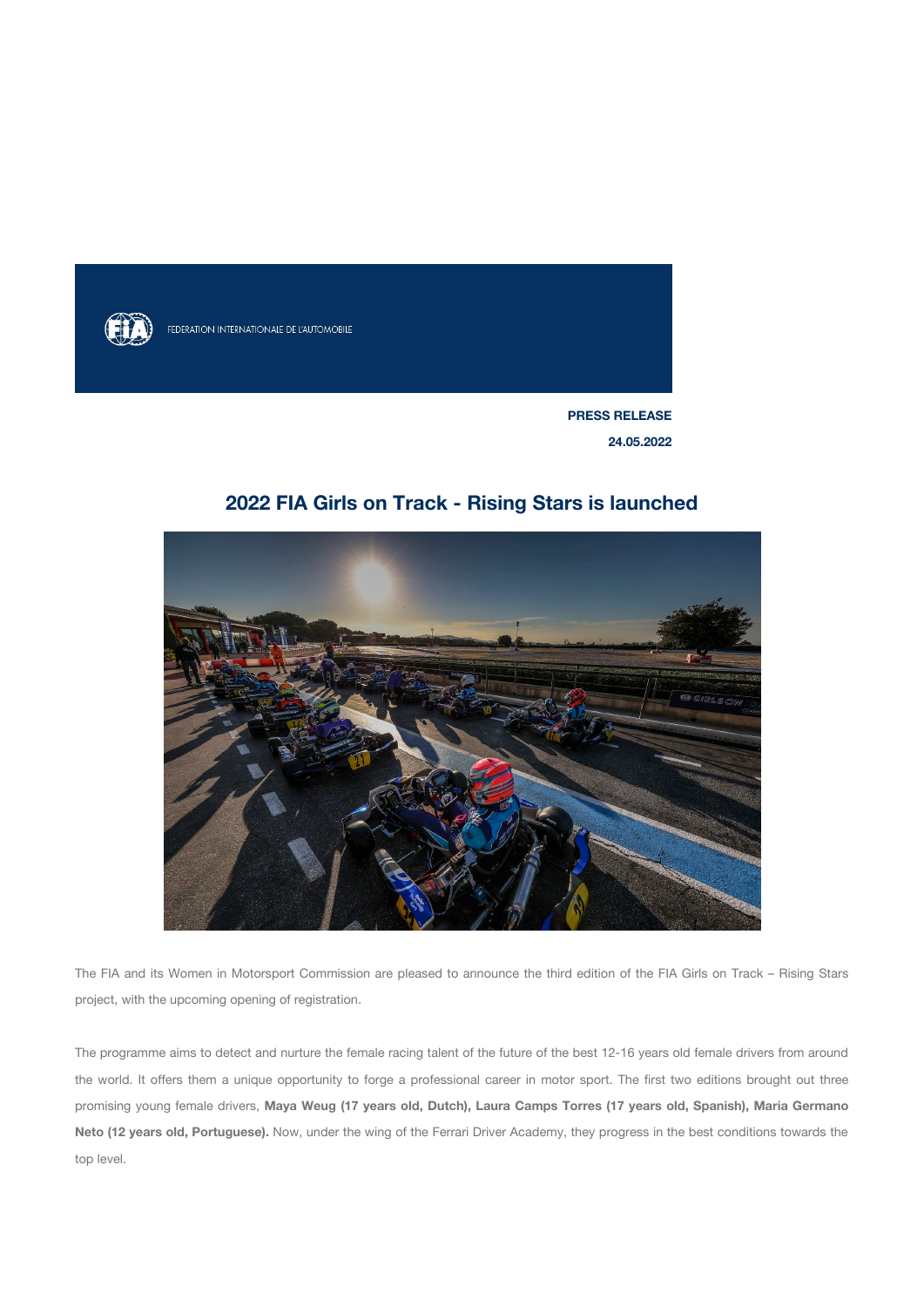FEDERATION INTERNATIONALE DE L'AUTOMOBILE

**PRESS RELEASE**

**24.05.2022**

# 2022 FIA Girls on Track - Rising Stars is launched

The FIA and its Women in Motorsport Commission are pleased to announce the third edition of the FIA Girls on Track – Rising Stars project, with the upcoming opening of registration.

The programme aims to detect and nurture the female racing talent of the future of the best 12-16 years old female drivers from around the world. It offers them a unique opportunity to forge a professional career in motor sport. The first two editions brought out three promising young female drivers, **Maya Weug (17 years old, Dutch), Laura Camps Torres (17 years old, Spanish), Maria Germano Neto (12 years old, Portuguese).** Now, under the wing of the Ferrari Driver Academy, they progress in the best conditions towards the top level.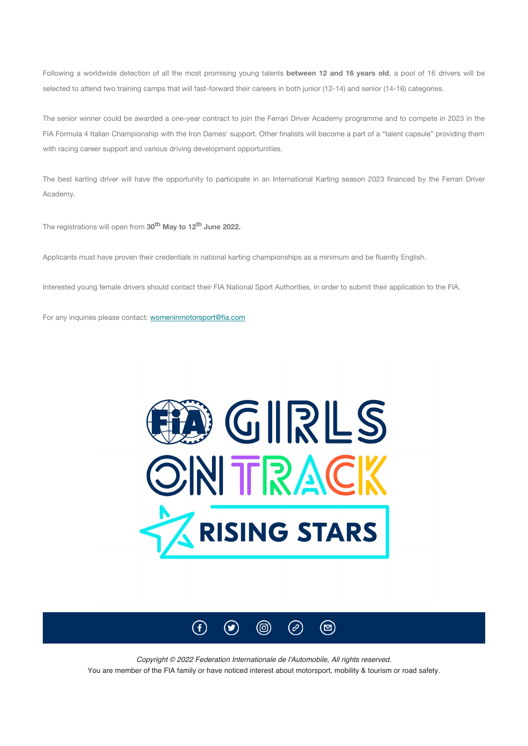Following a worldwide detection of all the most promising young talents **between 12 and 16 years old**, a pool of 16 drivers will be selected to attend two training camps that will fast-forward their careers in both junior (12-14) and senior (14-16) categories.

The senior winner could be awarded a one-year contract to join the Ferrari Driver Academy programme and to compete in 2023 in the FIA Formula 4 Italian Championship with the Iron Dames' support. Other finalists will become a part of a "talent capsule" providing them with racing career support and various driving development opportunities.

The best karting driver will have the opportunity to participate in an International Karting season 2023 financed by the Ferrari Driver Academy.

The registrations will open from **30th May to 12th June 2022.**

Applicants must have proven their credentials in national karting championships as a minimum and be fluently English.

Interested young female drivers should contact their FIA National Sport Authorities, in order to submit their application to the FIA.

For any inquiries please contact: womeninmotorsport@fia.com

FIA GIRLS ON TRACK RISING STARS

*Copyright © 2022 Federation Internationale de l'Automobile, All rights reserved.*

You are member of the FIA family or have noticed interest about motorsport, mobility & tourism or road safety.